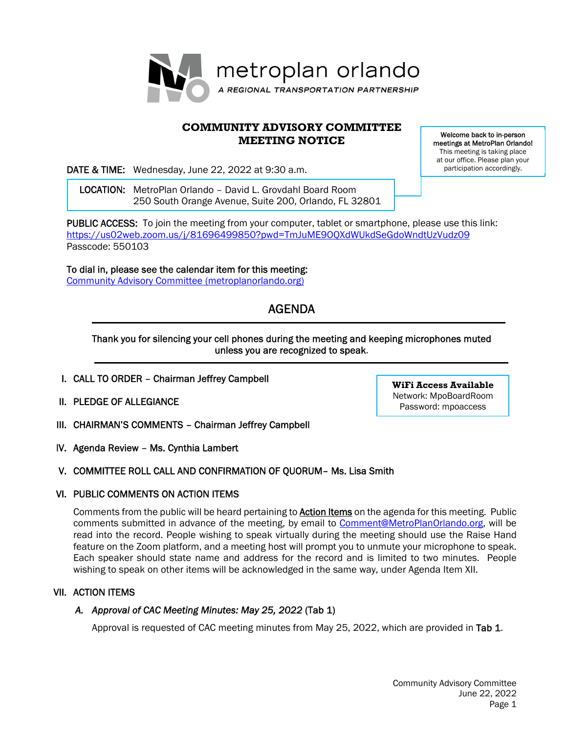metroplan orlando

A REGIONAL TRANSPORTATION PARTNERSHIP

# COMMUNITY ADVISORY COMMITTEE MEETING NOTICE

**Welcome back to in-person meetings at MetroPlan Orlando!** This meeting is taking place at our office. Please plan your participation accordingly.

DATE & TIME: Wednesday, June 22, 2022 at 9:30 a.m.

LOCATION: MetroPlan Orlando – David L. Grovdahl Board Room
250 South Orange Avenue, Suite 200, Orlando, FL 32801

PUBLIC ACCESS: To join the meeting from your computer, tablet or smartphone, please use this link:
https://us02web.zoom.us/j/81696499850?pwd=TmJuME9OQXdWUkdSeGdoWndtUzVudz09
Passcode: 550103

To dial in, please see the calendar item for this meeting:
Community Advisory Committee (metroplanorlando.org)

## AGENDA

Thank you for silencing your cell phones during the meeting and keeping microphones muted unless you are recognized to speak.

**WiFi Access Available**
Network: MpoBoardRoom
Password: mpoaccess

I. CALL TO ORDER – Chairman Jeffrey Campbell

II. PLEDGE OF ALLEGIANCE

III. CHAIRMAN'S COMMENTS – Chairman Jeffrey Campbell

IV. Agenda Review – Ms. Cynthia Lambert

V. COMMITTEE ROLL CALL AND CONFIRMATION OF QUORUM– Ms. Lisa Smith

VI. PUBLIC COMMENTS ON ACTION ITEMS

Comments from the public will be heard pertaining to **Action Items** on the agenda for this meeting. Public comments submitted in advance of the meeting, by email to Comment@MetroPlanOrlando.org, will be read into the record. People wishing to speak virtually during the meeting should use the Raise Hand feature on the Zoom platform, and a meeting host will prompt you to unmute your microphone to speak. Each speaker should state name and address for the record and is limited to two minutes. People wishing to speak on other items will be acknowledged in the same way, under Agenda Item XII.

VII. ACTION ITEMS

*A. Approval of CAC Meeting Minutes: May 25, 2022* (Tab 1)

Approval is requested of CAC meeting minutes from May 25, 2022, which are provided in Tab 1.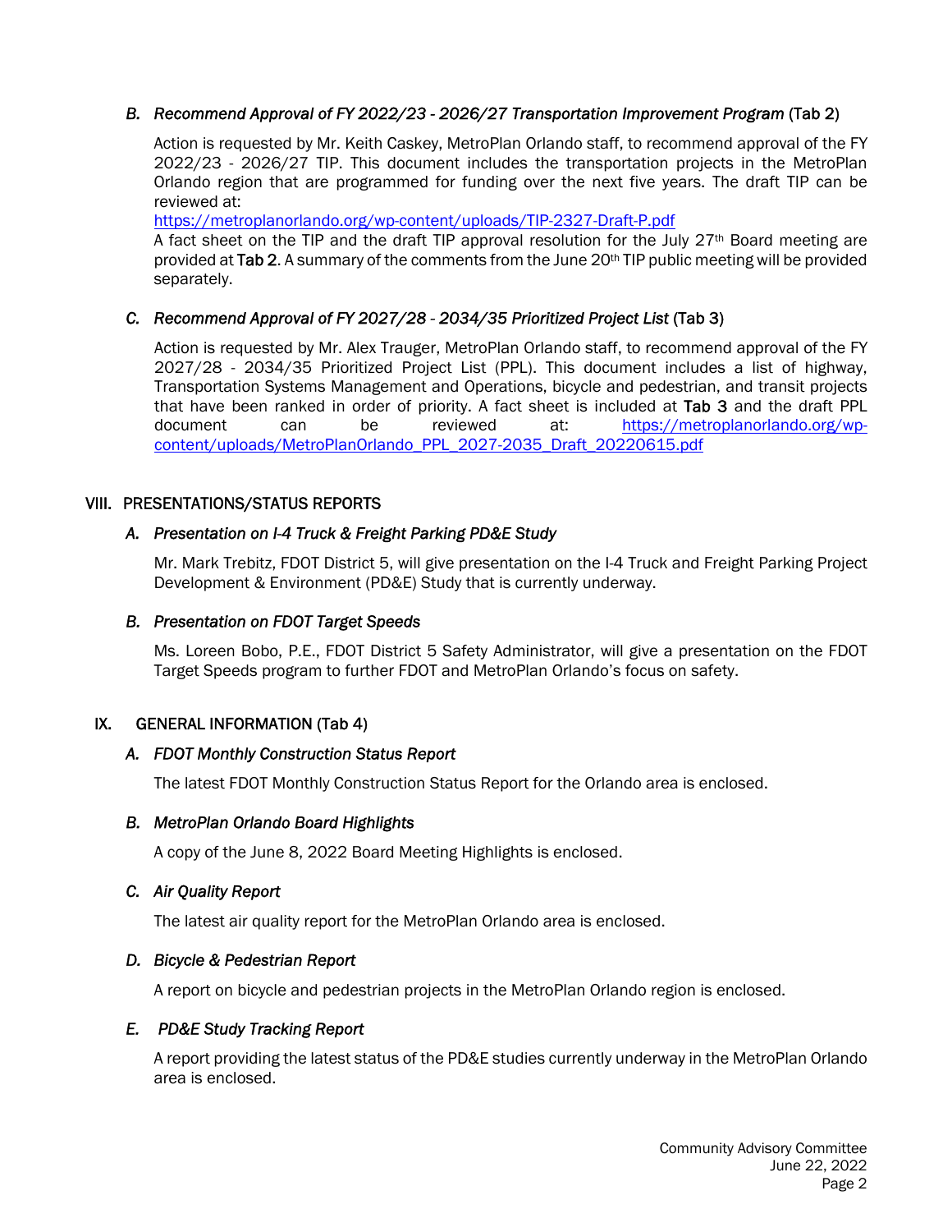### *B. Recommend Approval of FY 2022/23 - 2026/27 Transportation Improvement Program* (Tab 2)

Action is requested by Mr. Keith Caskey, MetroPlan Orlando staff, to recommend approval of the FY 2022/23 - 2026/27 TIP. This document includes the transportation projects in the MetroPlan Orlando region that are programmed for funding over the next five years. The draft TIP can be reviewed at:
https://metroplanorlando.org/wp-content/uploads/TIP-2327-Draft-P.pdf
A fact sheet on the TIP and the draft TIP approval resolution for the July 27th Board meeting are provided at **Tab 2**. A summary of the comments from the June 20th TIP public meeting will be provided separately.

### *C. Recommend Approval of FY 2027/28 - 2034/35 Prioritized Project List* (Tab 3)

Action is requested by Mr. Alex Trauger, MetroPlan Orlando staff, to recommend approval of the FY 2027/28 - 2034/35 Prioritized Project List (PPL). This document includes a list of highway, Transportation Systems Management and Operations, bicycle and pedestrian, and transit projects that have been ranked in order of priority. A fact sheet is included at **Tab 3** and the draft PPL document can be reviewed at: https://metroplanorlando.org/wp-content/uploads/MetroPlanOrlando_PPL_2027-2035_Draft_20220615.pdf

## VIII. PRESENTATIONS/STATUS REPORTS

### *A. Presentation on I-4 Truck & Freight Parking PD&E Study*

Mr. Mark Trebitz, FDOT District 5, will give presentation on the I-4 Truck and Freight Parking Project Development & Environment (PD&E) Study that is currently underway.

### *B. Presentation on FDOT Target Speeds*

Ms. Loreen Bobo, P.E., FDOT District 5 Safety Administrator, will give a presentation on the FDOT Target Speeds program to further FDOT and MetroPlan Orlando's focus on safety.

## IX. GENERAL INFORMATION (Tab 4)

### *A. FDOT Monthly Construction Status Report*

The latest FDOT Monthly Construction Status Report for the Orlando area is enclosed.

### *B. MetroPlan Orlando Board Highlights*

A copy of the June 8, 2022 Board Meeting Highlights is enclosed.

### *C. Air Quality Report*

The latest air quality report for the MetroPlan Orlando area is enclosed.

### *D. Bicycle & Pedestrian Report*

A report on bicycle and pedestrian projects in the MetroPlan Orlando region is enclosed.

### *E. PD&E Study Tracking Report*

A report providing the latest status of the PD&E studies currently underway in the MetroPlan Orlando area is enclosed.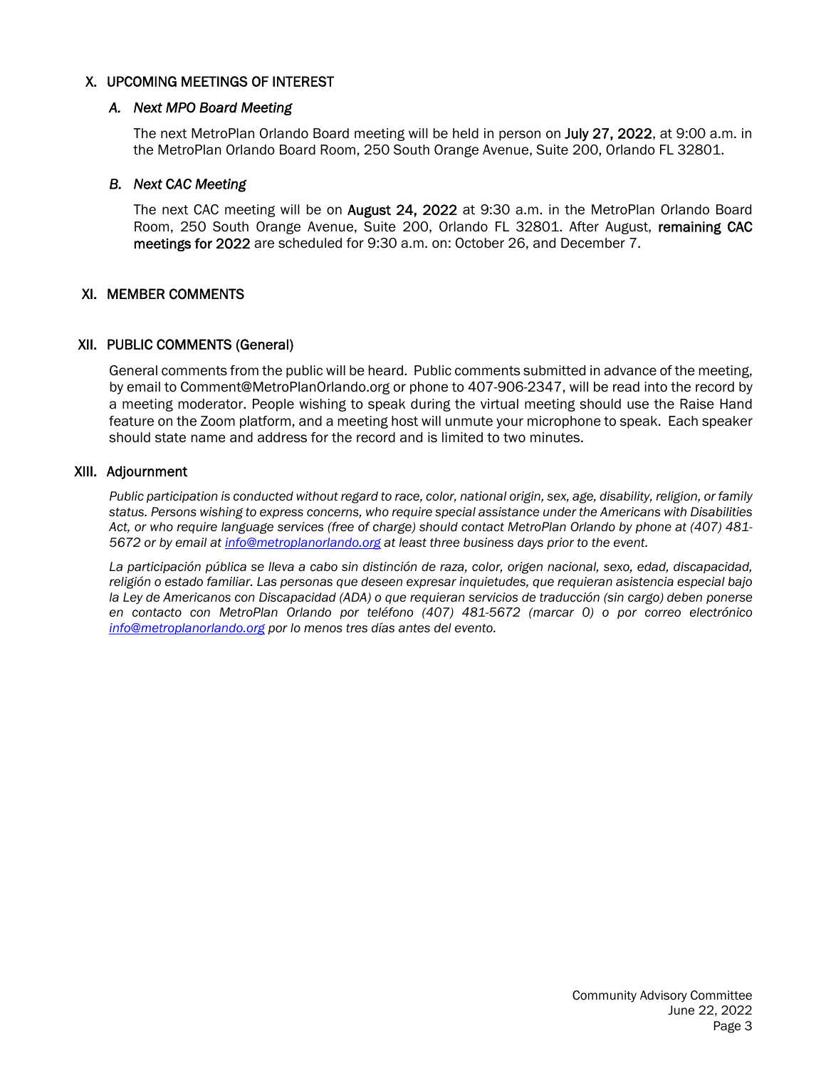## X. UPCOMING MEETINGS OF INTEREST

### *A. Next MPO Board Meeting*

The next MetroPlan Orlando Board meeting will be held in person on **July 27, 2022**, at 9:00 a.m. in the MetroPlan Orlando Board Room, 250 South Orange Avenue, Suite 200, Orlando FL 32801.

### *B. Next CAC Meeting*

The next CAC meeting will be on **August 24, 2022** at 9:30 a.m. in the MetroPlan Orlando Board Room, 250 South Orange Avenue, Suite 200, Orlando FL 32801. After August, **remaining CAC meetings for 2022** are scheduled for 9:30 a.m. on: October 26, and December 7.

## XI. MEMBER COMMENTS

## XII. PUBLIC COMMENTS (General)

General comments from the public will be heard. Public comments submitted in advance of the meeting, by email to Comment@MetroPlanOrlando.org or phone to 407-906-2347, will be read into the record by a meeting moderator. People wishing to speak during the virtual meeting should use the Raise Hand feature on the Zoom platform, and a meeting host will unmute your microphone to speak. Each speaker should state name and address for the record and is limited to two minutes.

## XIII. Adjournment

*Public participation is conducted without regard to race, color, national origin, sex, age, disability, religion, or family status. Persons wishing to express concerns, who require special assistance under the Americans with Disabilities Act, or who require language services (free of charge) should contact MetroPlan Orlando by phone at (407) 481-5672 or by email at info@metroplanorlando.org at least three business days prior to the event.*

*La participación pública se lleva a cabo sin distinción de raza, color, origen nacional, sexo, edad, discapacidad, religión o estado familiar. Las personas que deseen expresar inquietudes, que requieran asistencia especial bajo la Ley de Americanos con Discapacidad (ADA) o que requieran servicios de traducción (sin cargo) deben ponerse en contacto con MetroPlan Orlando por teléfono (407) 481-5672 (marcar 0) o por correo electrónico info@metroplanorlando.org por lo menos tres días antes del evento.*